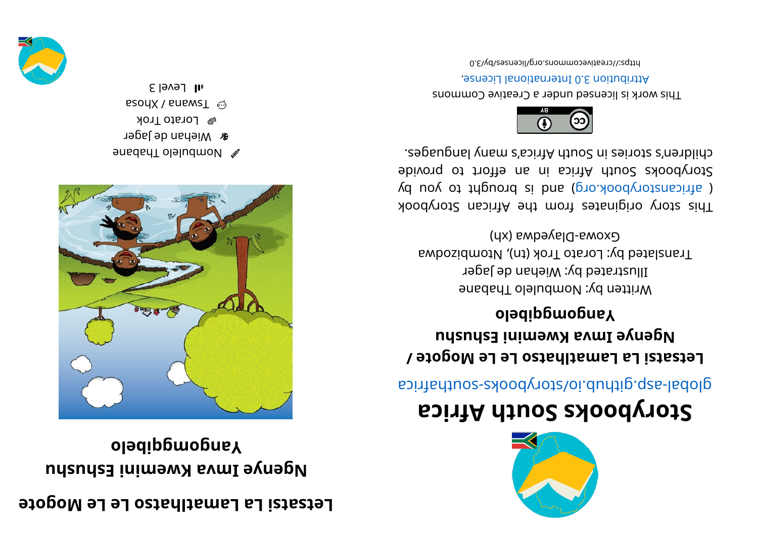# Storybooks South Africa

global-asp.github.io/storybooks-southafrica

**Letstatsi La Lamatlhatso Le Le Mogote / Ngenye Imva Kwemini Eshushu Yangomggiblelo**

Written by: Nomblelo Thabane
Illustrated by: Wiehan de Jager
Translated by: Lorato Trok (tn), Ntombizodwa Gxowa-Dlayedwa (xh)

This story originates from the African Storybook ( africanstorybook.org ) and is brought to you by Storybooks South Africa in an effort to provide children's stories in South Africa's many languages.

This work is licensed under a Creative Commons Attribution 3.0 International License.

https://creativecommons.org/licenses/by/3.0

# Letstatsi La Lamatlhatso Le Le Mogote
# Ngenye Imva Kwemini Eshushu Yangomggiblelo

Nomblelo Thabane
Wiehan de Jager
Lorato Trok
Tswana / Xhosa
Level 3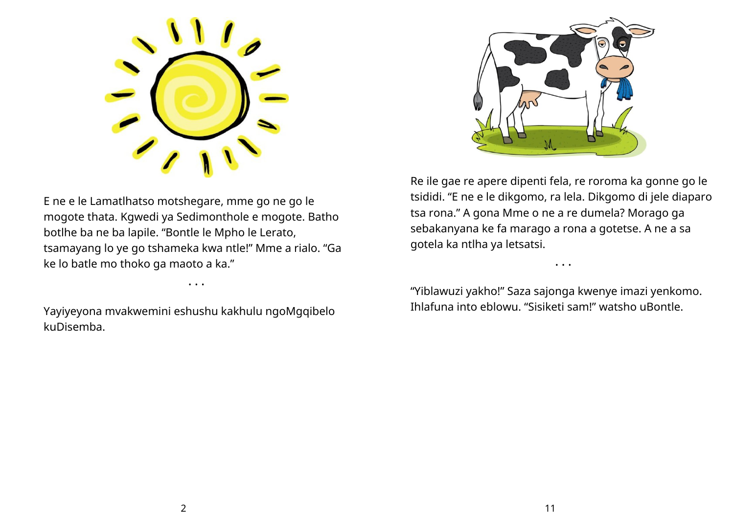E ne e le Lamatlhatso motshegare, mme go ne go le mogote thata. Kgwedi ya Sedimonthole e mogote. Batho botlhe ba ne ba lapile. "Bontle le Mpho le Lerato, tsamayang lo ye go tshameka kwa ntle!" Mme a rialo. "Ga ke lo batle mo thoko ga maoto a ka."

. . .

Yayiyeyona mvakwemini eshushu kakhulu ngoMgqibelo kuDisemba.

Re ile gae re apere dipenti fela, re roroma ka gonne go le tsididi. "E ne e le dikgomo, ra lela. Dikgomo di jele diaparo tsa rona." A gona Mme o ne a re dumela? Morago ga sebakanyana ke fa marago a rona a gotetse. A ne a sa gotela ka ntlha ya letsatsi.

. . .

"Yiblawuzi yakho!" Saza sajonga kwenye imazi yenkomo. Ihlafuna into eblowu. "Sisiketi sam!" watsho uBontle.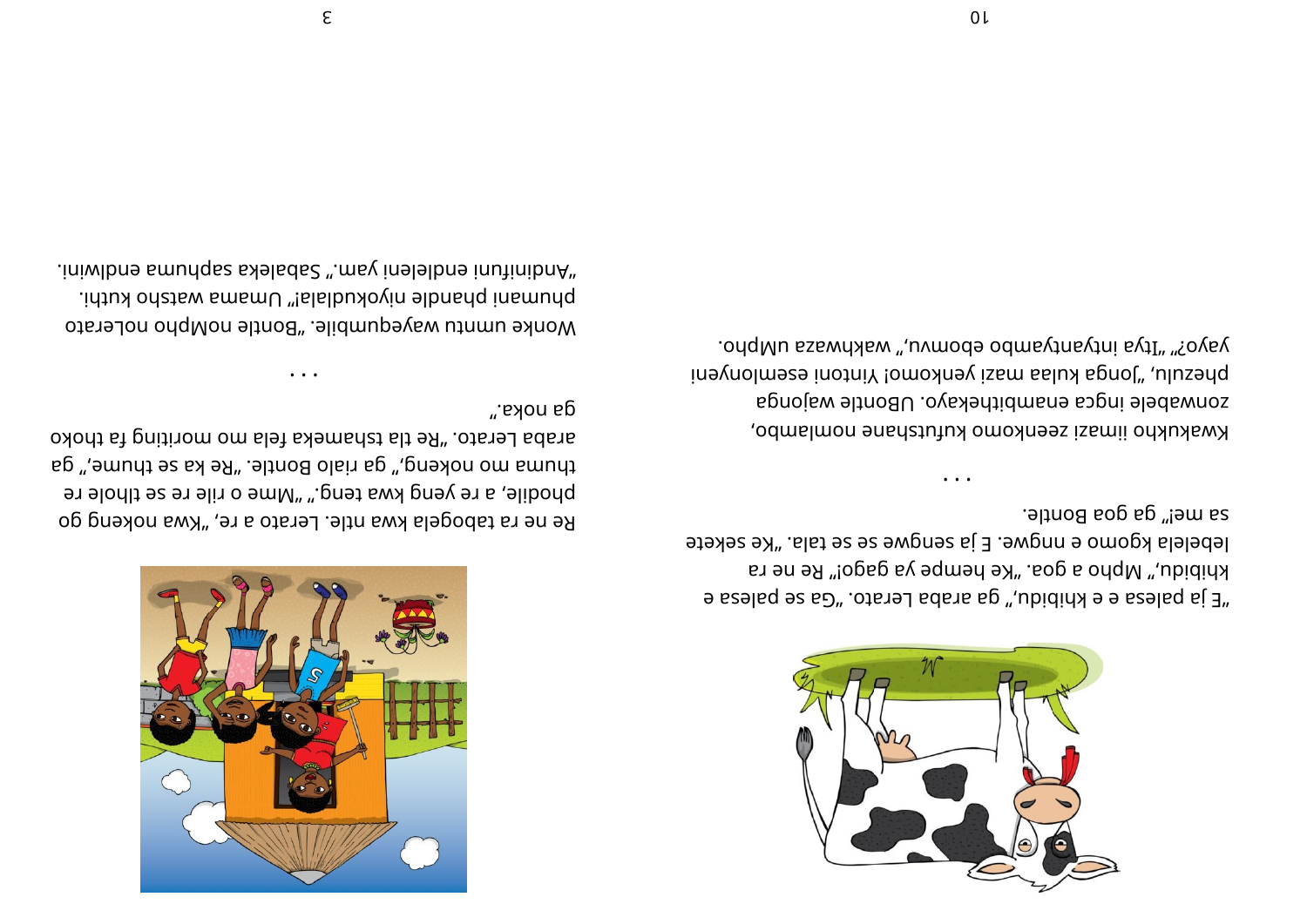„E ja palesa e e khibidu," ga araba Lerato. „Ga se palesa e khibidu," Mpho a goa. „Ke hempe ya gago!" Re ne ra lebelela kgomo e nngwe. E ja sengwe se se tala. „Ke sekete sa mei" ga goa Bontle.

...

Kwakukho imazi zeenkomo kufutshane nomlambo, zonwabele ingca enambithekayo. UBontle wajonga phezulu, „Jonga kulaa mazi yenkomo! Yintoni esemlonyeni yayo?" „Itya intyantyambo ebomvu," wakhwaza uMpho.

Re ne ra tabogela kwa ntle. Lerato a re, „Kwa nokeng go phodile, a re yeng kwa teng." „Mme o rile re se tlhole re thuma mo nokeng," ga rialo Bontle. „Re ka se thume," ga araba Lerato. „Re tla tshameka fela mo moriting fa thoko ga noka."

...

Wonke umntu wayequmbile. „Bontle noMpho noLerato phumani phandle niyokudlala!" Umama watsho kuthi. „Andinifuni endleleni yam." Sabaleka saphuma endlwini.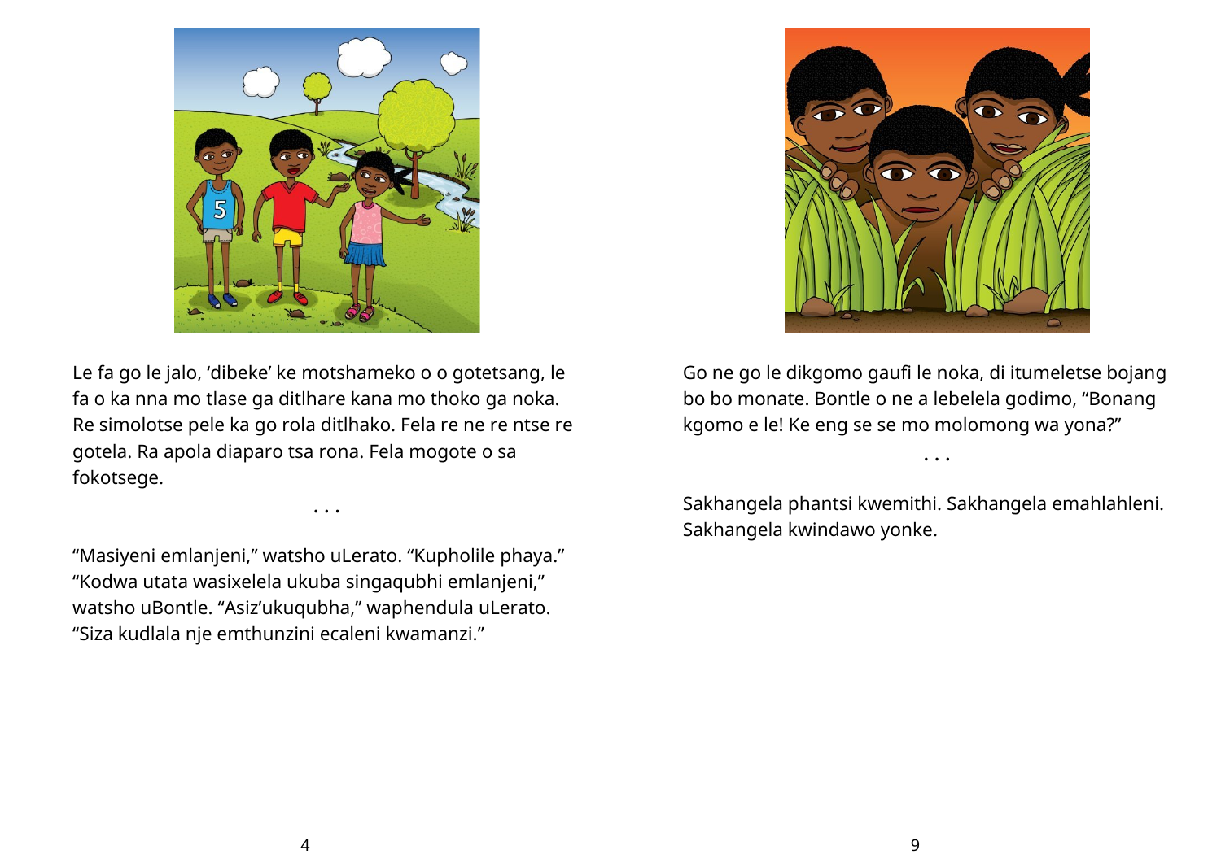Le fa go le jalo, 'dibeke' ke motshameko o o gotetsang, le fa o ka nna mo tlase ga ditlhare kana mo thoko ga noka. Re simolotse pele ka go rola ditlhako. Fela re ne re ntse re gotela. Ra apola diaparo tsa rona. Fela mogote o sa fokotsege.

. . .

"Masiyeni emlanjeni," watsho uLerato. "Kupholile phaya." "Kodwa utata wasixelela ukuba singaqubhi emlanjeni," watsho uBontle. "Asiz'ukuqubha," waphendula uLerato. "Siza kudlala nje emthunzini ecaleni kwamanzi."

Go ne go le dikgomo gaufi le noka, di itumeletse bojang bo bo monate. Bontle o ne a lebelela godimo, "Bonang kgomo e le! Ke eng se se mo molomong wa yona?"

. . .

Sakhangela phantsi kwemithi. Sakhangela emahlahleni. Sakhangela kwindawo yonke.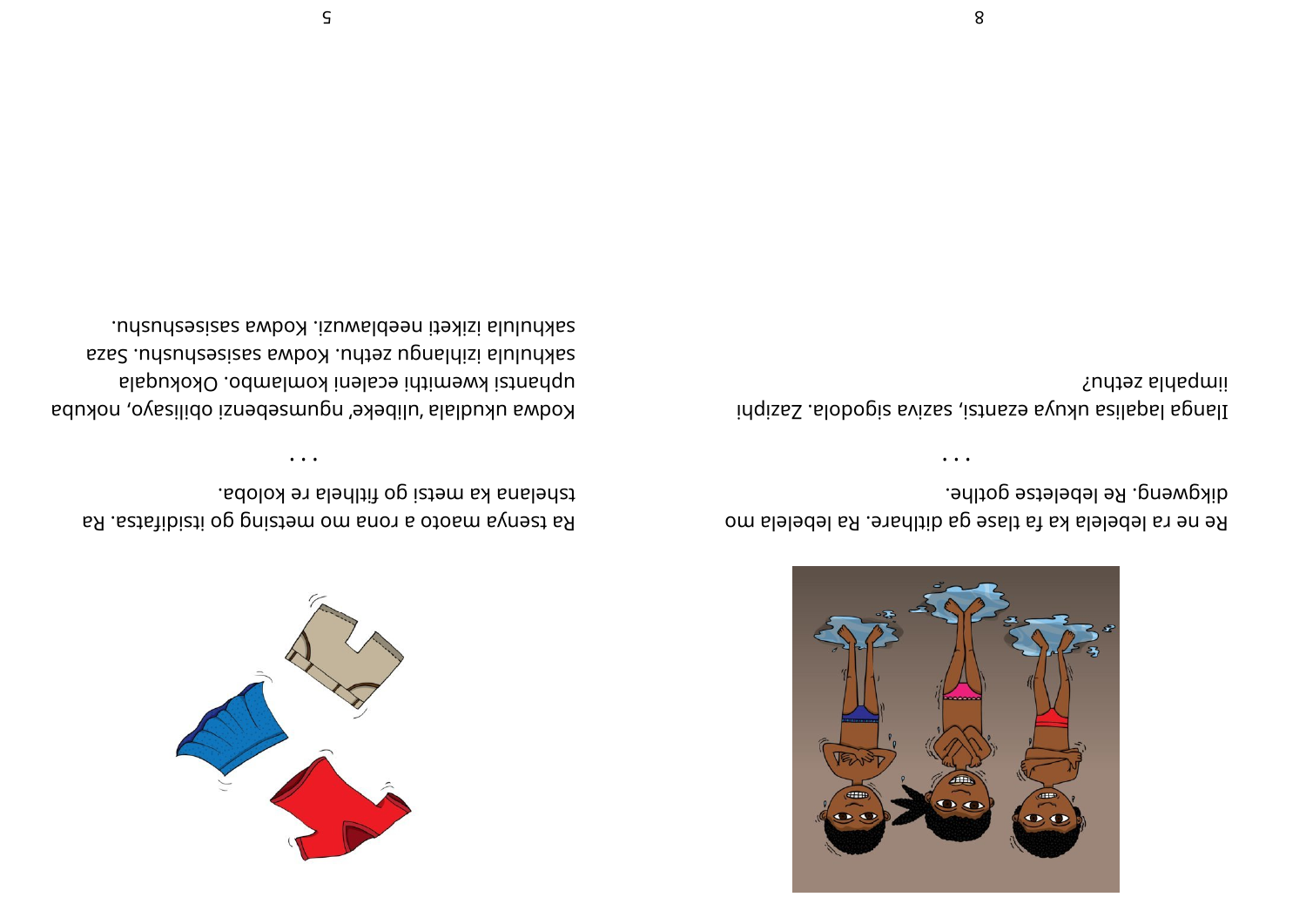Re ne ra lebelela ka fa tlase ga ditlhare. Ra lebelela mo dikgweng. Re lebeletse gotlhe.

. . .

Ilanga laqalisa ukuya ezantsi, saziva sigodola. Zaziphi iimpahla zethu?

Ra tsenya maoto a rona mo metsing go itsidifatsa. Ra tshelana ka metsi go fitlhela re koloba.

. . .

Kodwa ukudlala 'ulibeke' ngumsebenzi obilisayo, nokuba uphantsi kwemithi ecaleni komlambo. Okokuqala sakhulula izihlangu zethu. Kodwa sasiseshushu. Saza sakhulula iziketi neeblawuzi. Kodwa sasiseshushu.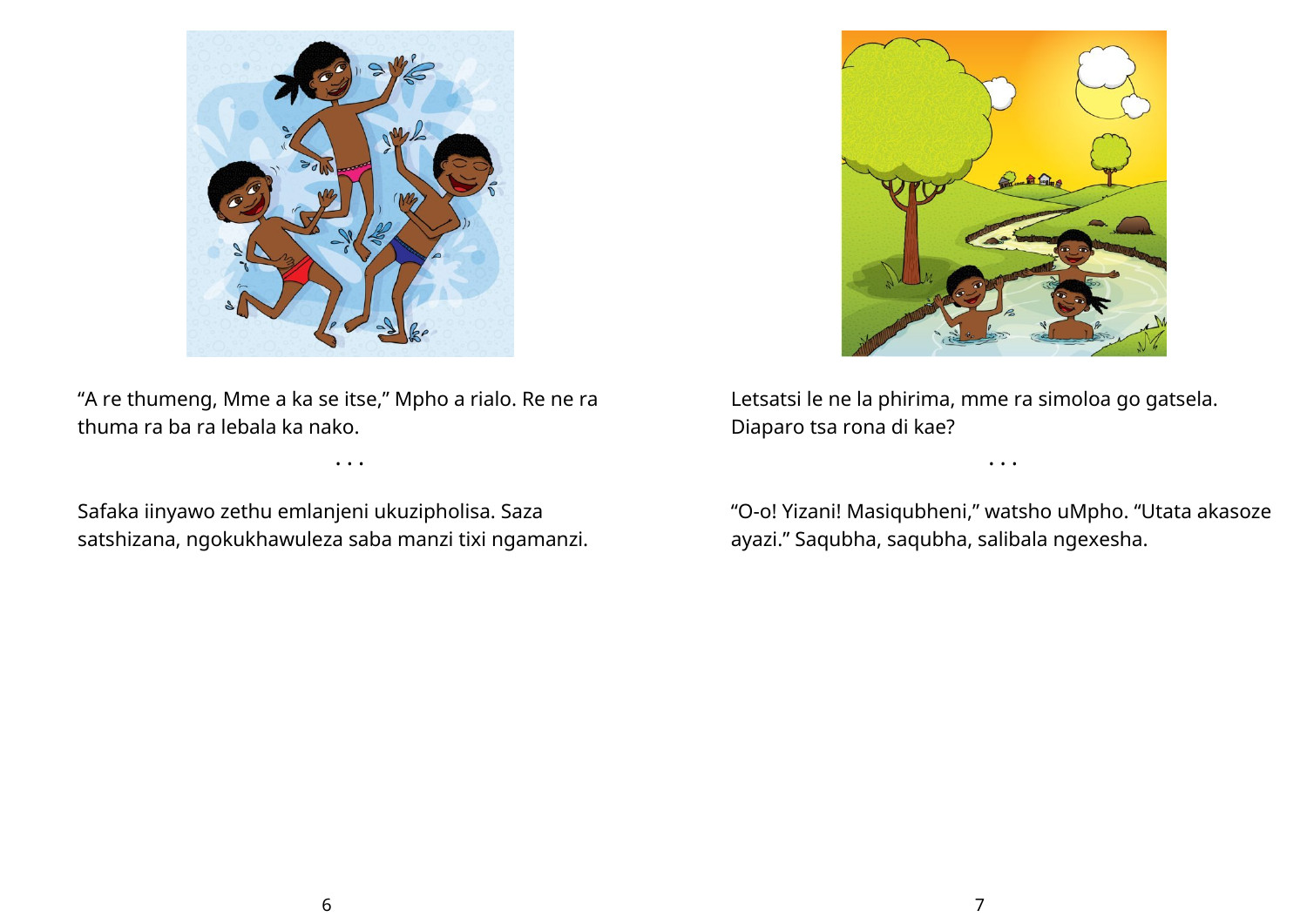“A re thumeng, Mme a ka se itse,” Mpho a rialo. Re ne ra thuma ra ba ra lebala ka nako.

. . .

Safaka iinyawo zethu emlanjeni ukuzipholisa. Saza satshizana, ngokukhawuleza saba manzi tixi ngamanzi.

Letsatsi le ne la phirima, mme ra simoloa go gatsela. Diaparo tsa rona di kae?

. . .

“O-o! Yizani! Masiqubheni,” watsho uMpho. “Utata akasoze ayazi.” Saqubha, saqubha, salibala ngexesha.